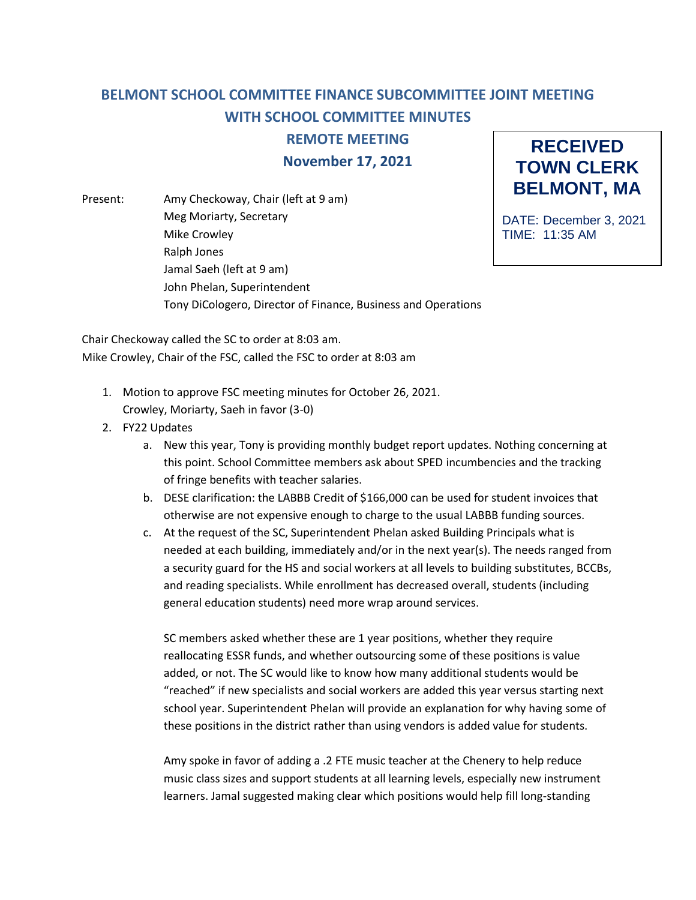# BELMONT SCHOOL COMMITTEE FINANCE SUBCOMMITTEE JOINT MEETING WITH SCHOOL COMMITTEE MINUTES

## REMOTE MEETING

## November 17, 2021

**RECEIVED TOWN CLERK BELMONT, MA**

DATE: December 3, 2021
TIME: 11:35 AM

Present: Amy Checkoway, Chair (left at 9 am)
Meg Moriarty, Secretary
Mike Crowley
Ralph Jones
Jamal Saeh (left at 9 am)
John Phelan, Superintendent
Tony DiCologero, Director of Finance, Business and Operations

Chair Checkoway called the SC to order at 8:03 am.
Mike Crowley, Chair of the FSC, called the FSC to order at 8:03 am

1. Motion to approve FSC meeting minutes for October 26, 2021.
   Crowley, Moriarty, Saeh in favor (3-0)
2. FY22 Updates
   a. New this year, Tony is providing monthly budget report updates. Nothing concerning at this point. School Committee members ask about SPED incumbencies and the tracking of fringe benefits with teacher salaries.
   b. DESE clarification: the LABBB Credit of $166,000 can be used for student invoices that otherwise are not expensive enough to charge to the usual LABBB funding sources.
   c. At the request of the SC, Superintendent Phelan asked Building Principals what is needed at each building, immediately and/or in the next year(s). The needs ranged from a security guard for the HS and social workers at all levels to building substitutes, BCCBs, and reading specialists. While enrollment has decreased overall, students (including general education students) need more wrap around services.

      SC members asked whether these are 1 year positions, whether they require reallocating ESSR funds, and whether outsourcing some of these positions is value added, or not. The SC would like to know how many additional students would be "reached" if new specialists and social workers are added this year versus starting next school year. Superintendent Phelan will provide an explanation for why having some of these positions in the district rather than using vendors is added value for students.

      Amy spoke in favor of adding a .2 FTE music teacher at the Chenery to help reduce music class sizes and support students at all learning levels, especially new instrument learners. Jamal suggested making clear which positions would help fill long-standing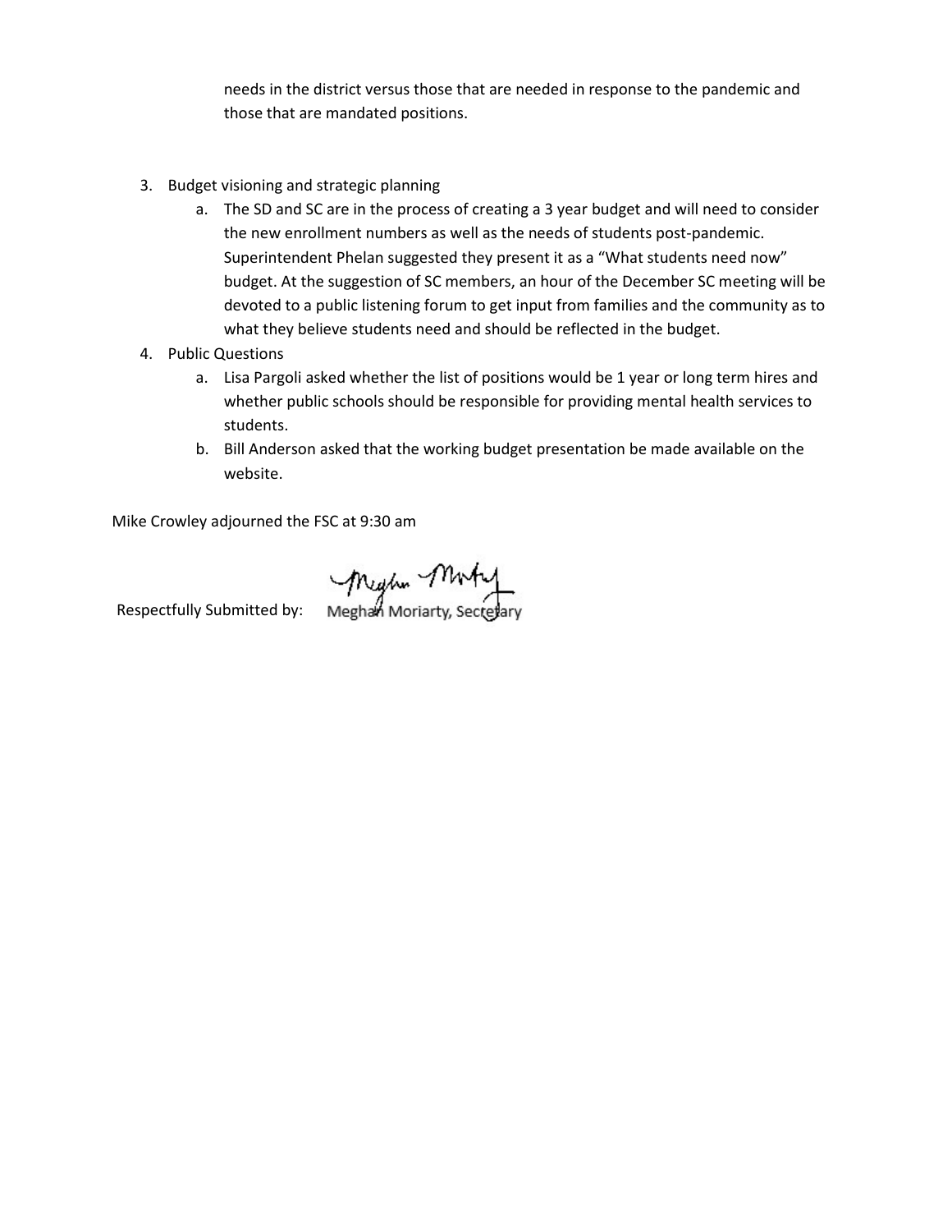needs in the district versus those that are needed in response to the pandemic and those that are mandated positions.

3. Budget visioning and strategic planning
   a. The SD and SC are in the process of creating a 3 year budget and will need to consider the new enrollment numbers as well as the needs of students post-pandemic. Superintendent Phelan suggested they present it as a "What students need now" budget. At the suggestion of SC members, an hour of the December SC meeting will be devoted to a public listening forum to get input from families and the community as to what they believe students need and should be reflected in the budget.
4. Public Questions
   a. Lisa Pargoli asked whether the list of positions would be 1 year or long term hires and whether public schools should be responsible for providing mental health services to students.
   b. Bill Anderson asked that the working budget presentation be made available on the website.

Mike Crowley adjourned the FSC at 9:30 am

Respectfully Submitted by: Meghan Moriarty, Secretary